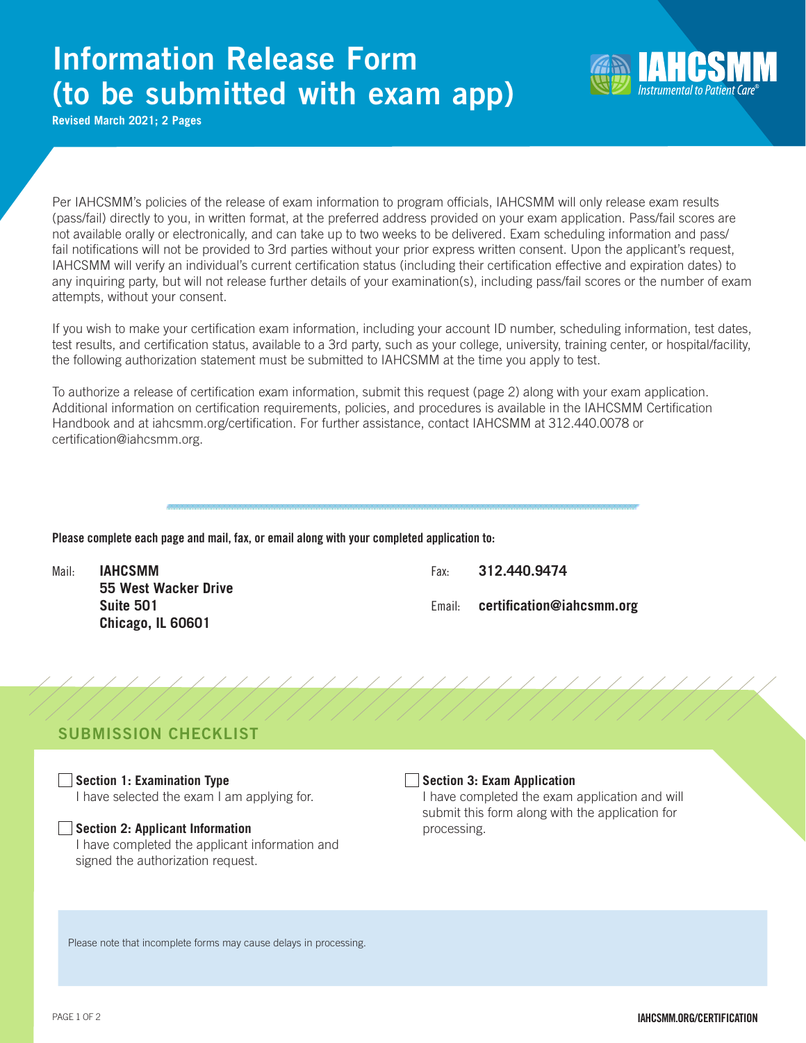# Information Release Form (to be submitted with exam app)

**Revised March 2021; 2 Pages**

Per IAHCSMM's policies of the release of exam information to program officials, IAHCSMM will only release exam results (pass/fail) directly to you, in written format, at the preferred address provided on your exam application. Pass/fail scores are not available orally or electronically, and can take up to two weeks to be delivered. Exam scheduling information and pass/fail notifications will not be provided to 3rd parties without your prior express written consent. Upon the applicant's request, IAHCSMM will verify an individual's current certification status (including their certification effective and expiration dates) to any inquiring party, but will not release further details of your examination(s), including pass/fail scores or the number of exam attempts, without your consent.

If you wish to make your certification exam information, including your account ID number, scheduling information, test dates, test results, and certification status, available to a 3rd party, such as your college, university, training center, or hospital/facility, the following authorization statement must be submitted to IAHCSMM at the time you apply to test.

To authorize a release of certification exam information, submit this request (page 2) along with your exam application. Additional information on certification requirements, policies, and procedures is available in the IAHCSMM Certification Handbook and at iahcsmm.org/certification. For further assistance, contact IAHCSMM at 312.440.0078 or certification@iahcsmm.org.

**Please complete each page and mail, fax, or email along with your completed application to:**

Mail:
**IAHCSMM**
**55 West Wacker Drive**
**Suite 501**
**Chicago, IL 60601**

Fax: **312.440.9474**

Email: **certification@iahcsmm.org**

## SUBMISSION CHECKLIST

- ☐ **Section 1: Examination Type**
  I have selected the exam I am applying for.
- ☐ **Section 2: Applicant Information**
  I have completed the applicant information and signed the authorization request.
- ☐ **Section 3: Exam Application**
  I have completed the exam application and will submit this form along with the application for processing.

Please note that incomplete forms may cause delays in processing.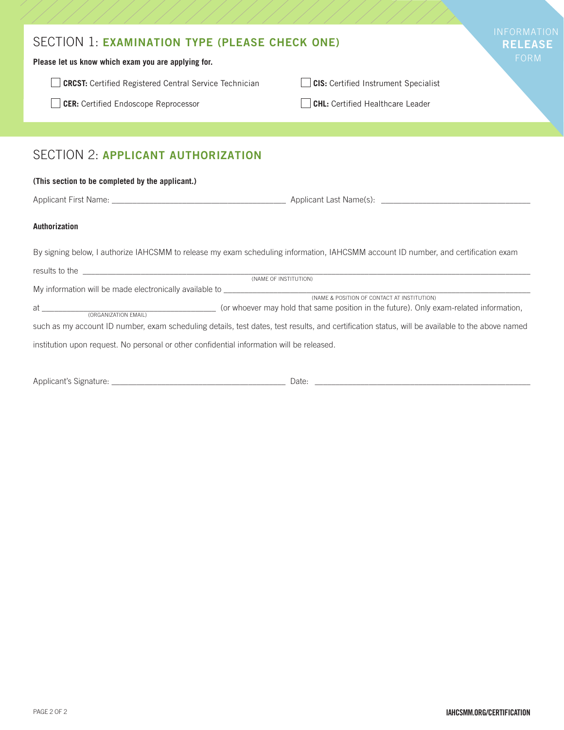INFORMATION **RELEASE** FORM

## SECTION 1: **EXAMINATION TYPE (PLEASE CHECK ONE)**

**Please let us know which exam you are applying for.**

☐ **CRCST:** Certified Registered Central Service Technician

☐ **CIS:** Certified Instrument Specialist

☐ **CER:** Certified Endoscope Reprocessor

☐ **CHL:** Certified Healthcare Leader

## SECTION 2: **APPLICANT AUTHORIZATION**

**(This section to be completed by the applicant.)**

Applicant First Name: ________________________ Applicant Last Name(s): ________________________

**Authorization**

By signing below, I authorize IAHCSMM to release my exam scheduling information, IAHCSMM account ID number, and certification exam results to the ________________________________________
(NAME OF INSTITUTION)

My information will be made electronically available to ________________________________________
(NAME & POSITION OF CONTACT AT INSTITUTION)

at ________________________ (or whoever may hold that same position in the future). Only exam-related information,
(ORGANIZATION EMAIL)

such as my account ID number, exam scheduling details, test dates, test results, and certification status, will be available to the above named institution upon request. No personal or other confidential information will be released.

Applicant's Signature: ________________________ Date: ________________________

IAHCSMM.ORG/CERTIFICATION